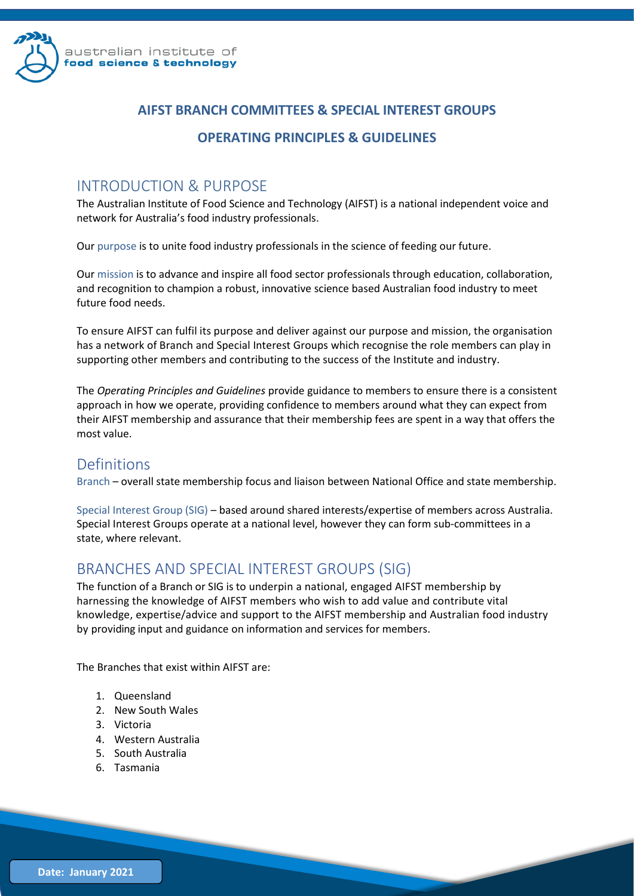# AIFST BRANCH COMMITTEES & SPECIAL INTEREST GROUPS

# OPERATING PRINCIPLES & GUIDELINES

## INTRODUCTION & PURPOSE

The Australian Institute of Food Science and Technology (AIFST) is a national independent voice and network for Australia's food industry professionals.

Our purpose is to unite food industry professionals in the science of feeding our future.

Our mission is to advance and inspire all food sector professionals through education, collaboration, and recognition to champion a robust, innovative science based Australian food industry to meet future food needs.

To ensure AIFST can fulfil its purpose and deliver against our purpose and mission, the organisation has a network of Branch and Special Interest Groups which recognise the role members can play in supporting other members and contributing to the success of the Institute and industry.

The *Operating Principles and Guidelines* provide guidance to members to ensure there is a consistent approach in how we operate, providing confidence to members around what they can expect from their AIFST membership and assurance that their membership fees are spent in a way that offers the most value.

## Definitions

Branch – overall state membership focus and liaison between National Office and state membership.

Special Interest Group (SIG) – based around shared interests/expertise of members across Australia. Special Interest Groups operate at a national level, however they can form sub-committees in a state, where relevant.

## BRANCHES AND SPECIAL INTEREST GROUPS (SIG)

The function of a Branch or SIG is to underpin a national, engaged AIFST membership by harnessing the knowledge of AIFST members who wish to add value and contribute vital knowledge, expertise/advice and support to the AIFST membership and Australian food industry by providing input and guidance on information and services for members.

The Branches that exist within AIFST are:

1. Queensland
2. New South Wales
3. Victoria
4. Western Australia
5. South Australia
6. Tasmania

Date: January 2021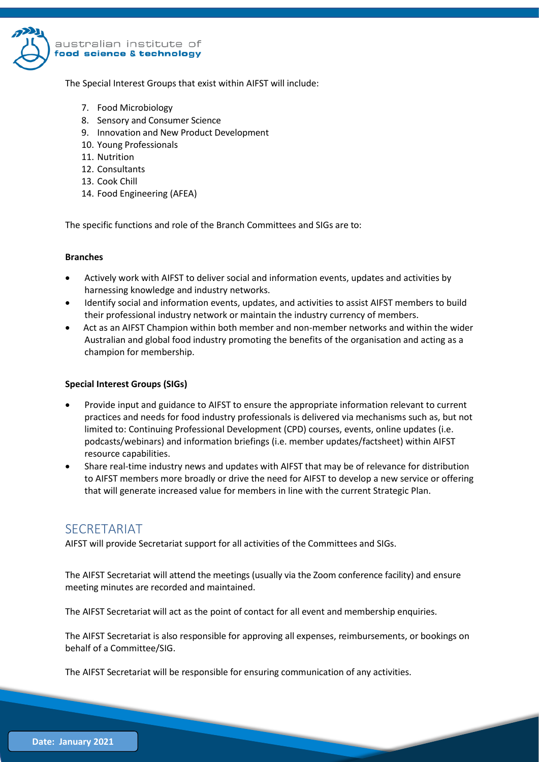The Special Interest Groups that exist within AIFST will include:

7. Food Microbiology
8. Sensory and Consumer Science
9. Innovation and New Product Development
10. Young Professionals
11. Nutrition
12. Consultants
13. Cook Chill
14. Food Engineering (AFEA)

The specific functions and role of the Branch Committees and SIGs are to:

**Branches**

- Actively work with AIFST to deliver social and information events, updates and activities by harnessing knowledge and industry networks.
- Identify social and information events, updates, and activities to assist AIFST members to build their professional industry network or maintain the industry currency of members.
- Act as an AIFST Champion within both member and non-member networks and within the wider Australian and global food industry promoting the benefits of the organisation and acting as a champion for membership.

**Special Interest Groups (SIGs)**

- Provide input and guidance to AIFST to ensure the appropriate information relevant to current practices and needs for food industry professionals is delivered via mechanisms such as, but not limited to: Continuing Professional Development (CPD) courses, events, online updates (i.e. podcasts/webinars) and information briefings (i.e. member updates/factsheet) within AIFST resource capabilities.
- Share real-time industry news and updates with AIFST that may be of relevance for distribution to AIFST members more broadly or drive the need for AIFST to develop a new service or offering that will generate increased value for members in line with the current Strategic Plan.

## SECRETARIAT

AIFST will provide Secretariat support for all activities of the Committees and SIGs.

The AIFST Secretariat will attend the meetings (usually via the Zoom conference facility) and ensure meeting minutes are recorded and maintained.

The AIFST Secretariat will act as the point of contact for all event and membership enquiries.

The AIFST Secretariat is also responsible for approving all expenses, reimbursements, or bookings on behalf of a Committee/SIG.

The AIFST Secretariat will be responsible for ensuring communication of any activities.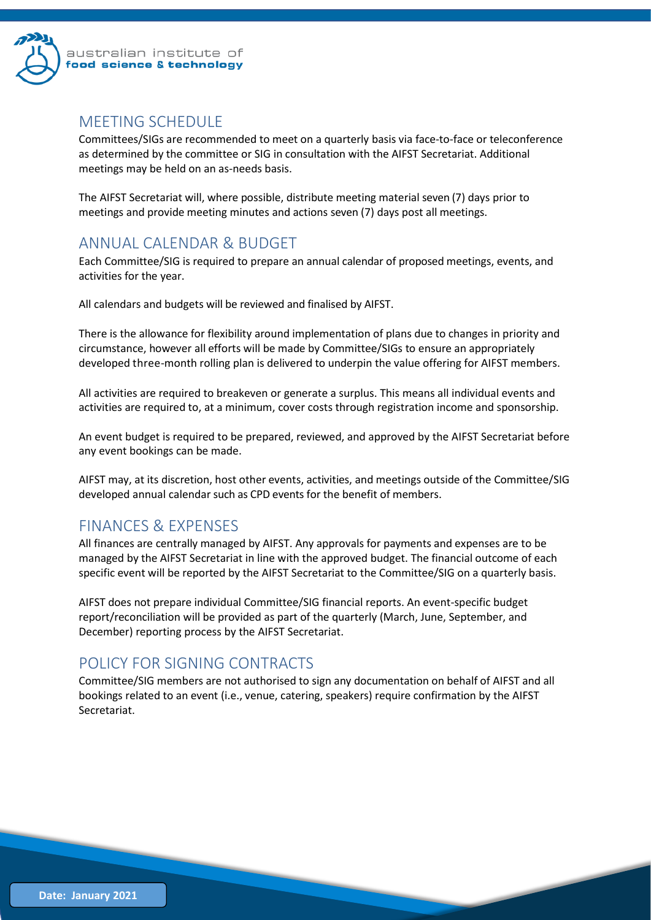## MEETING SCHEDULE

Committees/SIGs are recommended to meet on a quarterly basis via face-to-face or teleconference as determined by the committee or SIG in consultation with the AIFST Secretariat. Additional meetings may be held on an as-needs basis.

The AIFST Secretariat will, where possible, distribute meeting material seven (7) days prior to meetings and provide meeting minutes and actions seven (7) days post all meetings.

## ANNUAL CALENDAR & BUDGET

Each Committee/SIG is required to prepare an annual calendar of proposed meetings, events, and activities for the year.

All calendars and budgets will be reviewed and finalised by AIFST.

There is the allowance for flexibility around implementation of plans due to changes in priority and circumstance, however all efforts will be made by Committee/SIGs to ensure an appropriately developed three-month rolling plan is delivered to underpin the value offering for AIFST members.

All activities are required to breakeven or generate a surplus. This means all individual events and activities are required to, at a minimum, cover costs through registration income and sponsorship.

An event budget is required to be prepared, reviewed, and approved by the AIFST Secretariat before any event bookings can be made.

AIFST may, at its discretion, host other events, activities, and meetings outside of the Committee/SIG developed annual calendar such as CPD events for the benefit of members.

## FINANCES & EXPENSES

All finances are centrally managed by AIFST. Any approvals for payments and expenses are to be managed by the AIFST Secretariat in line with the approved budget. The financial outcome of each specific event will be reported by the AIFST Secretariat to the Committee/SIG on a quarterly basis.

AIFST does not prepare individual Committee/SIG financial reports. An event-specific budget report/reconciliation will be provided as part of the quarterly (March, June, September, and December) reporting process by the AIFST Secretariat.

## POLICY FOR SIGNING CONTRACTS

Committee/SIG members are not authorised to sign any documentation on behalf of AIFST and all bookings related to an event (i.e., venue, catering, speakers) require confirmation by the AIFST Secretariat.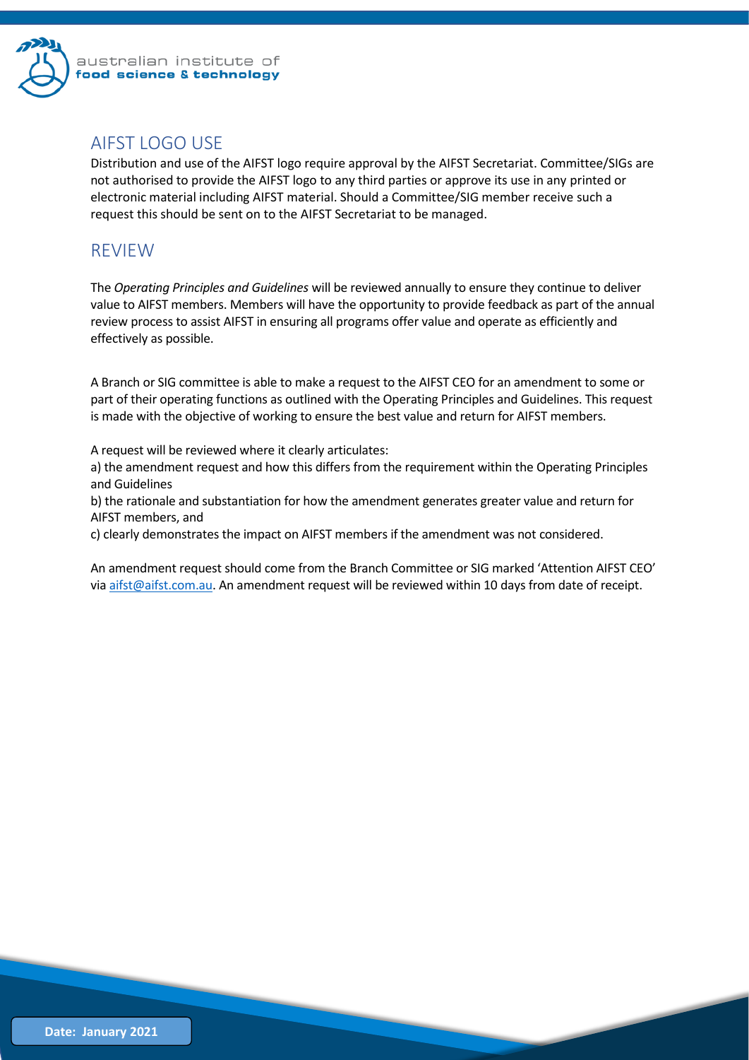## AIFST LOGO USE

Distribution and use of the AIFST logo require approval by the AIFST Secretariat. Committee/SIGs are not authorised to provide the AIFST logo to any third parties or approve its use in any printed or electronic material including AIFST material. Should a Committee/SIG member receive such a request this should be sent on to the AIFST Secretariat to be managed.

## REVIEW

The *Operating Principles and Guidelines* will be reviewed annually to ensure they continue to deliver value to AIFST members. Members will have the opportunity to provide feedback as part of the annual review process to assist AIFST in ensuring all programs offer value and operate as efficiently and effectively as possible.

A Branch or SIG committee is able to make a request to the AIFST CEO for an amendment to some or part of their operating functions as outlined with the Operating Principles and Guidelines. This request is made with the objective of working to ensure the best value and return for AIFST members.

A request will be reviewed where it clearly articulates:

a) the amendment request and how this differs from the requirement within the Operating Principles and Guidelines

b) the rationale and substantiation for how the amendment generates greater value and return for AIFST members, and

c) clearly demonstrates the impact on AIFST members if the amendment was not considered.

An amendment request should come from the Branch Committee or SIG marked 'Attention AIFST CEO' via aifst@aifst.com.au. An amendment request will be reviewed within 10 days from date of receipt.

**Date: January 2021**